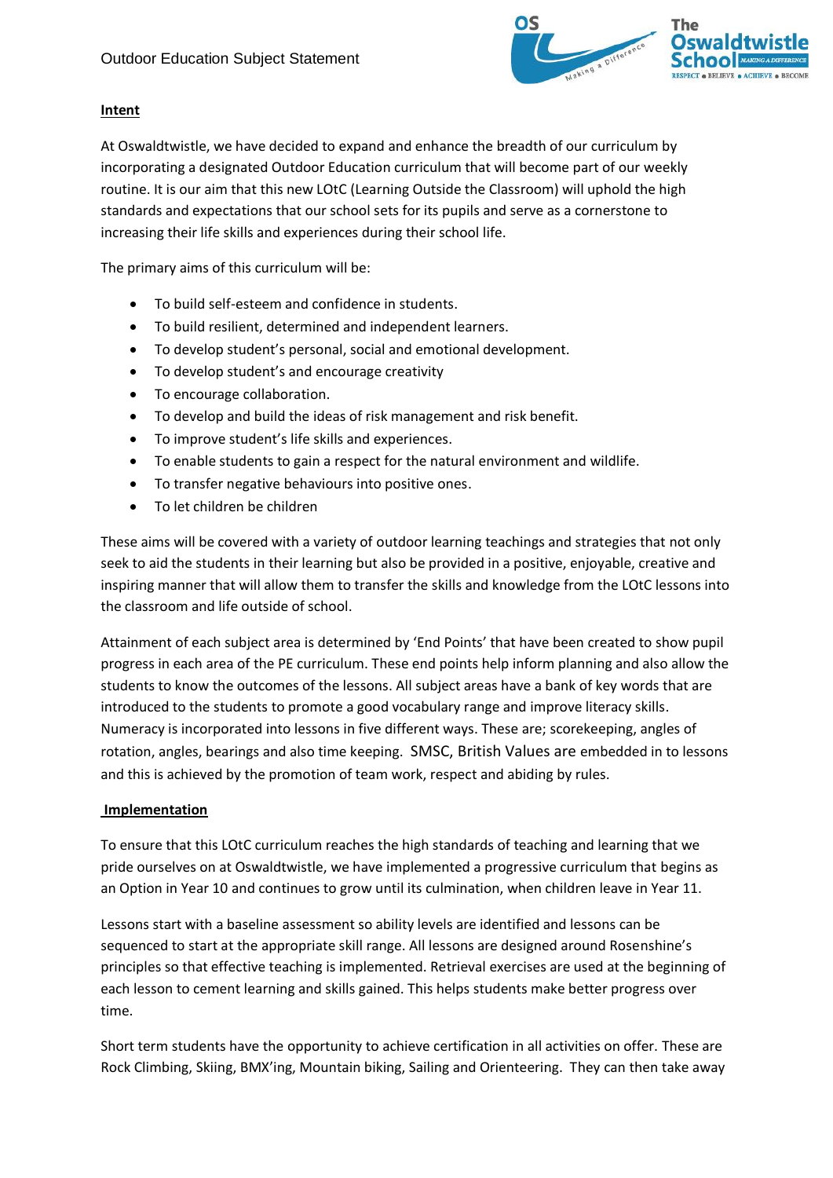# Outdoor Education Subject Statement

## Intent

At Oswaldtwistle, we have decided to expand and enhance the breadth of our curriculum by incorporating a designated Outdoor Education curriculum that will become part of our weekly routine. It is our aim that this new LOtC (Learning Outside the Classroom) will uphold the high standards and expectations that our school sets for its pupils and serve as a cornerstone to increasing their life skills and experiences during their school life.

The primary aims of this curriculum will be:

- To build self-esteem and confidence in students.
- To build resilient, determined and independent learners.
- To develop student's personal, social and emotional development.
- To develop student's and encourage creativity
- To encourage collaboration.
- To develop and build the ideas of risk management and risk benefit.
- To improve student's life skills and experiences.
- To enable students to gain a respect for the natural environment and wildlife.
- To transfer negative behaviours into positive ones.
- To let children be children

These aims will be covered with a variety of outdoor learning teachings and strategies that not only seek to aid the students in their learning but also be provided in a positive, enjoyable, creative and inspiring manner that will allow them to transfer the skills and knowledge from the LOtC lessons into the classroom and life outside of school.

Attainment of each subject area is determined by 'End Points' that have been created to show pupil progress in each area of the PE curriculum. These end points help inform planning and also allow the students to know the outcomes of the lessons. All subject areas have a bank of key words that are introduced to the students to promote a good vocabulary range and improve literacy skills. Numeracy is incorporated into lessons in five different ways. These are; scorekeeping, angles of rotation, angles, bearings and also time keeping. SMSC, British Values are embedded in to lessons and this is achieved by the promotion of team work, respect and abiding by rules.

## Implementation

To ensure that this LOtC curriculum reaches the high standards of teaching and learning that we pride ourselves on at Oswaldtwistle, we have implemented a progressive curriculum that begins as an Option in Year 10 and continues to grow until its culmination, when children leave in Year 11.

Lessons start with a baseline assessment so ability levels are identified and lessons can be sequenced to start at the appropriate skill range. All lessons are designed around Rosenshine's principles so that effective teaching is implemented. Retrieval exercises are used at the beginning of each lesson to cement learning and skills gained. This helps students make better progress over time.

Short term students have the opportunity to achieve certification in all activities on offer. These are Rock Climbing, Skiing, BMX'ing, Mountain biking, Sailing and Orienteering. They can then take away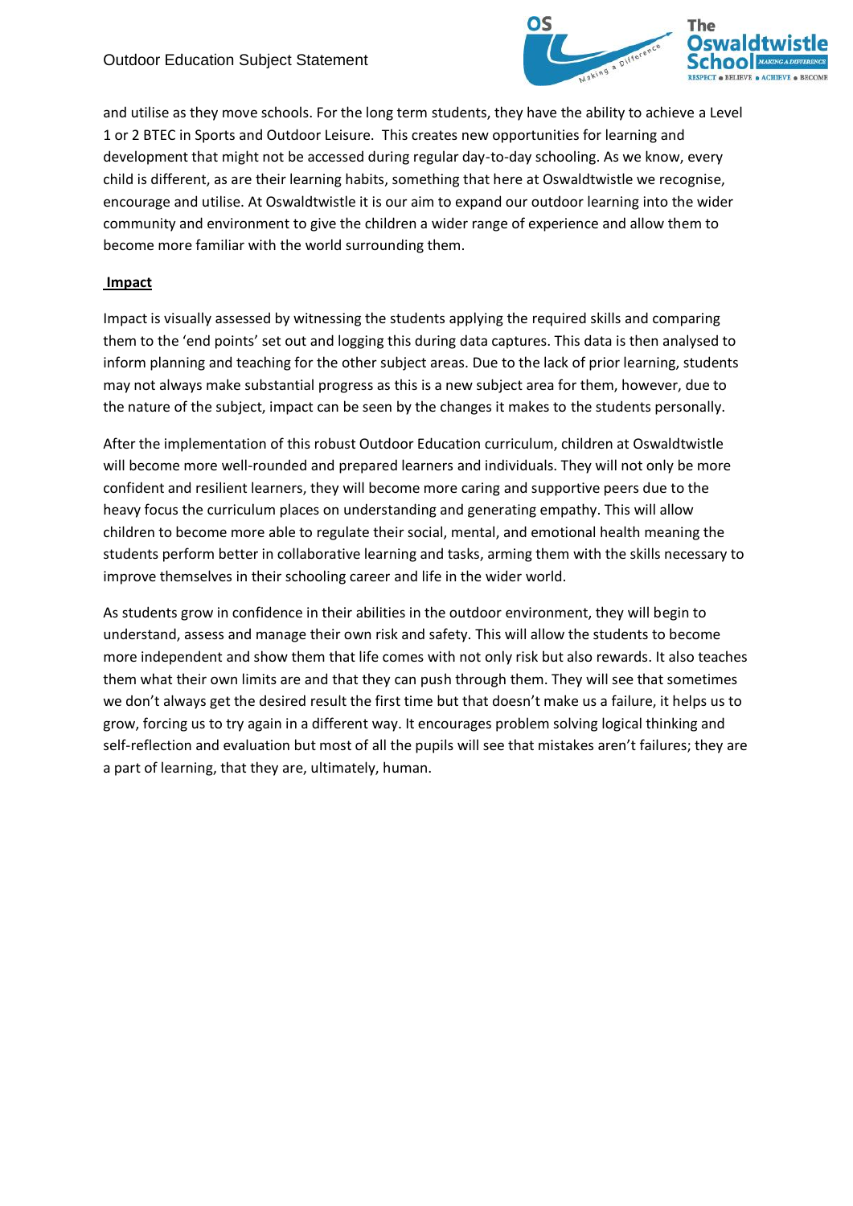and utilise as they move schools. For the long term students, they have the ability to achieve a Level 1 or 2 BTEC in Sports and Outdoor Leisure. This creates new opportunities for learning and development that might not be accessed during regular day-to-day schooling. As we know, every child is different, as are their learning habits, something that here at Oswaldtwistle we recognise, encourage and utilise. At Oswaldtwistle it is our aim to expand our outdoor learning into the wider community and environment to give the children a wider range of experience and allow them to become more familiar with the world surrounding them.

## Impact

Impact is visually assessed by witnessing the students applying the required skills and comparing them to the 'end points' set out and logging this during data captures. This data is then analysed to inform planning and teaching for the other subject areas. Due to the lack of prior learning, students may not always make substantial progress as this is a new subject area for them, however, due to the nature of the subject, impact can be seen by the changes it makes to the students personally.

After the implementation of this robust Outdoor Education curriculum, children at Oswaldtwistle will become more well-rounded and prepared learners and individuals. They will not only be more confident and resilient learners, they will become more caring and supportive peers due to the heavy focus the curriculum places on understanding and generating empathy. This will allow children to become more able to regulate their social, mental, and emotional health meaning the students perform better in collaborative learning and tasks, arming them with the skills necessary to improve themselves in their schooling career and life in the wider world.

As students grow in confidence in their abilities in the outdoor environment, they will begin to understand, assess and manage their own risk and safety. This will allow the students to become more independent and show them that life comes with not only risk but also rewards. It also teaches them what their own limits are and that they can push through them. They will see that sometimes we don't always get the desired result the first time but that doesn't make us a failure, it helps us to grow, forcing us to try again in a different way. It encourages problem solving logical thinking and self-reflection and evaluation but most of all the pupils will see that mistakes aren't failures; they are a part of learning, that they are, ultimately, human.